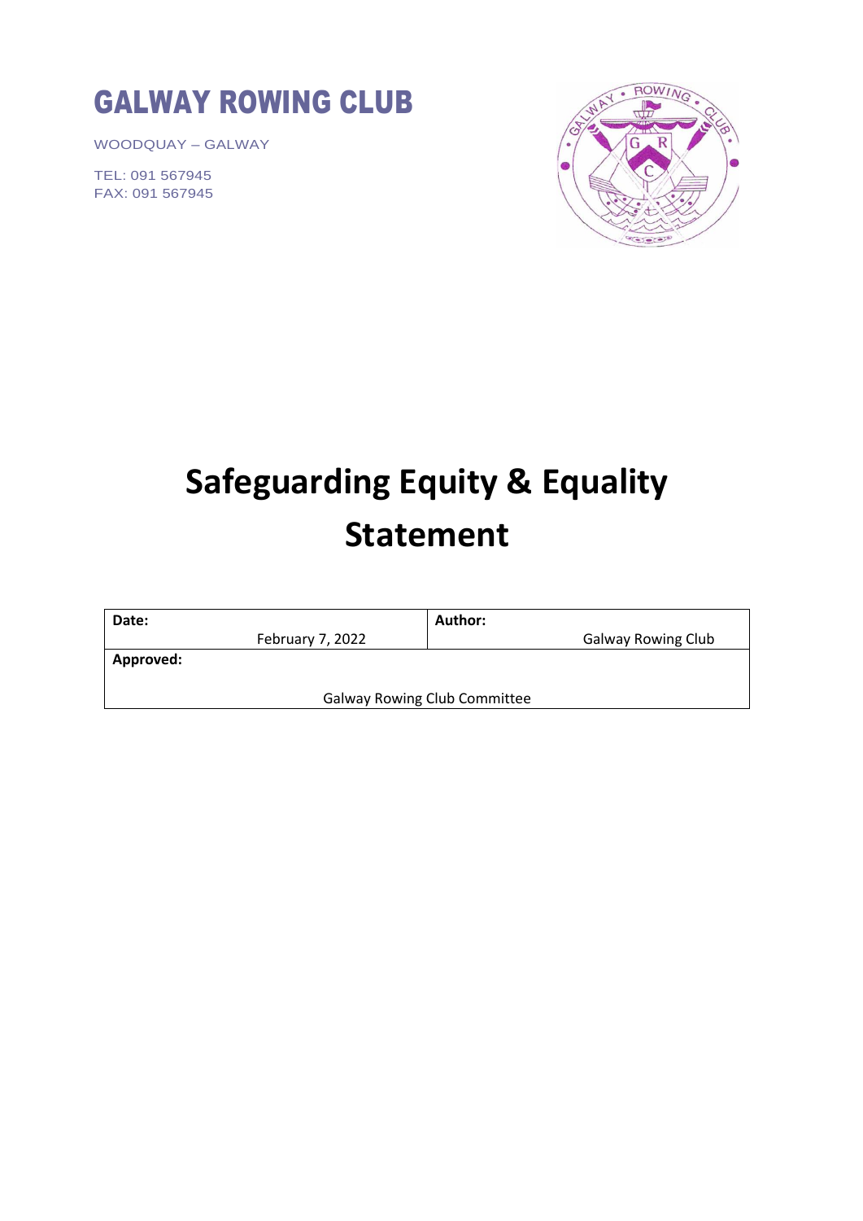# GALWAY ROWING CLUB

WOODQUAY – GALWAY

TEL: 091 567945
FAX: 091 567945

# Safeguarding Equity & Equality Statement

| **Date:** February 7, 2022 | **Author:** Galway Rowing Club |
|---|---|
| **Approved:** Galway Rowing Club Committee | |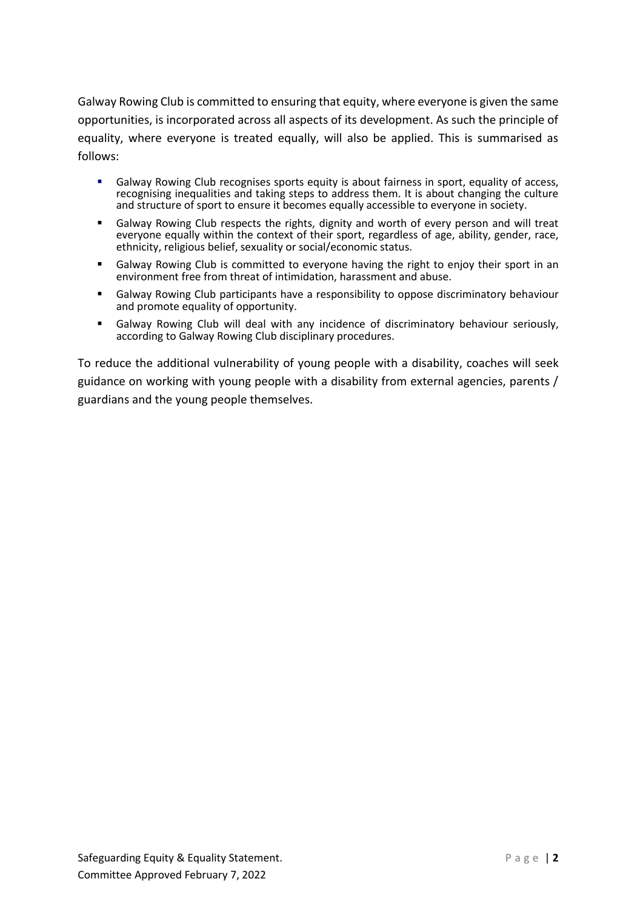Galway Rowing Club is committed to ensuring that equity, where everyone is given the same opportunities, is incorporated across all aspects of its development. As such the principle of equality, where everyone is treated equally, will also be applied. This is summarised as follows:

- Galway Rowing Club recognises sports equity is about fairness in sport, equality of access, recognising inequalities and taking steps to address them. It is about changing the culture and structure of sport to ensure it becomes equally accessible to everyone in society.
- Galway Rowing Club respects the rights, dignity and worth of every person and will treat everyone equally within the context of their sport, regardless of age, ability, gender, race, ethnicity, religious belief, sexuality or social/economic status.
- Galway Rowing Club is committed to everyone having the right to enjoy their sport in an environment free from threat of intimidation, harassment and abuse.
- Galway Rowing Club participants have a responsibility to oppose discriminatory behaviour and promote equality of opportunity.
- Galway Rowing Club will deal with any incidence of discriminatory behaviour seriously, according to Galway Rowing Club disciplinary procedures.

To reduce the additional vulnerability of young people with a disability, coaches will seek guidance on working with young people with a disability from external agencies, parents / guardians and the young people themselves.